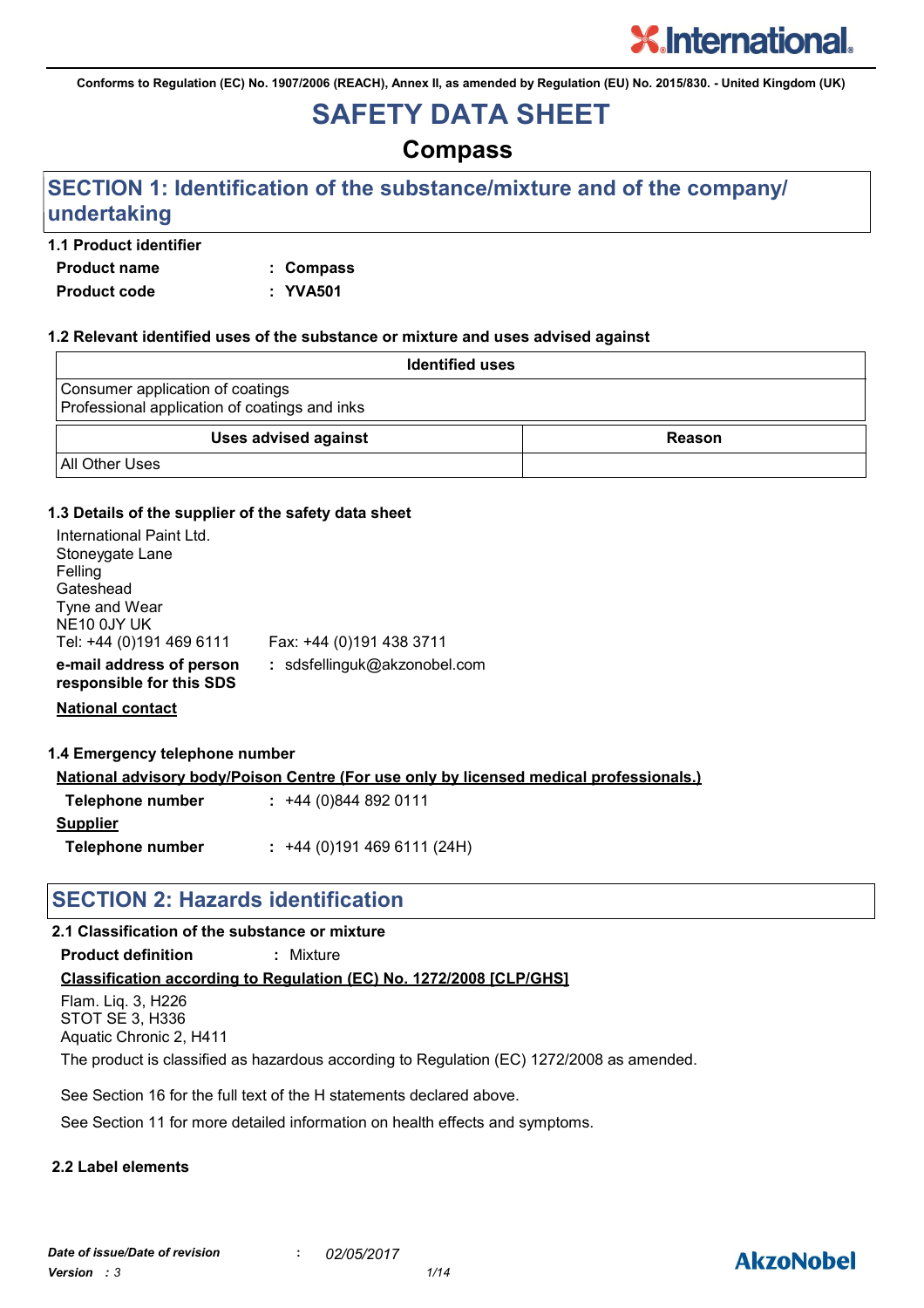Conforms to Regulation (EC) No. 1907/2006 (REACH), Annex II, as amended by Regulation (EU) No. 2015/830. - United Kingdom (UK)

# SAFETY DATA SHEET

## Compass

## SECTION 1: Identification of the substance/mixture and of the company/ undertaking

### 1.1 Product identifier

**Product name** : **Compass**

**Product code** : **YVA501**

### 1.2 Relevant identified uses of the substance or mixture and uses advised against

| Identified uses |
|---|
| Consumer application of coatings<br>Professional application of coatings and inks |

| Uses advised against | Reason |
|---|---|
| All Other Uses | |

### 1.3 Details of the supplier of the safety data sheet

International Paint Ltd.
Stoneygate Lane
Felling
Gateshead
Tyne and Wear
NE10 0JY UK
Tel: +44 (0)191 469 6111 Fax: +44 (0)191 438 3711

**e-mail address of person responsible for this SDS** : sdsfellinguk@akzonobel.com

**National contact**

### 1.4 Emergency telephone number

**National advisory body/Poison Centre (For use only by licensed medical professionals.)**

**Telephone number** : +44 (0)844 892 0111

**Supplier**

**Telephone number** : +44 (0)191 469 6111 (24H)

## SECTION 2: Hazards identification

### 2.1 Classification of the substance or mixture

**Product definition** : Mixture

**Classification according to Regulation (EC) No. 1272/2008 [CLP/GHS]**

Flam. Liq. 3, H226
STOT SE 3, H336
Aquatic Chronic 2, H411

The product is classified as hazardous according to Regulation (EC) 1272/2008 as amended.

See Section 16 for the full text of the H statements declared above.

See Section 11 for more detailed information on health effects and symptoms.

### 2.2 Label elements

*Date of issue/Date of revision* : *02/05/2017*

*Version* : *3*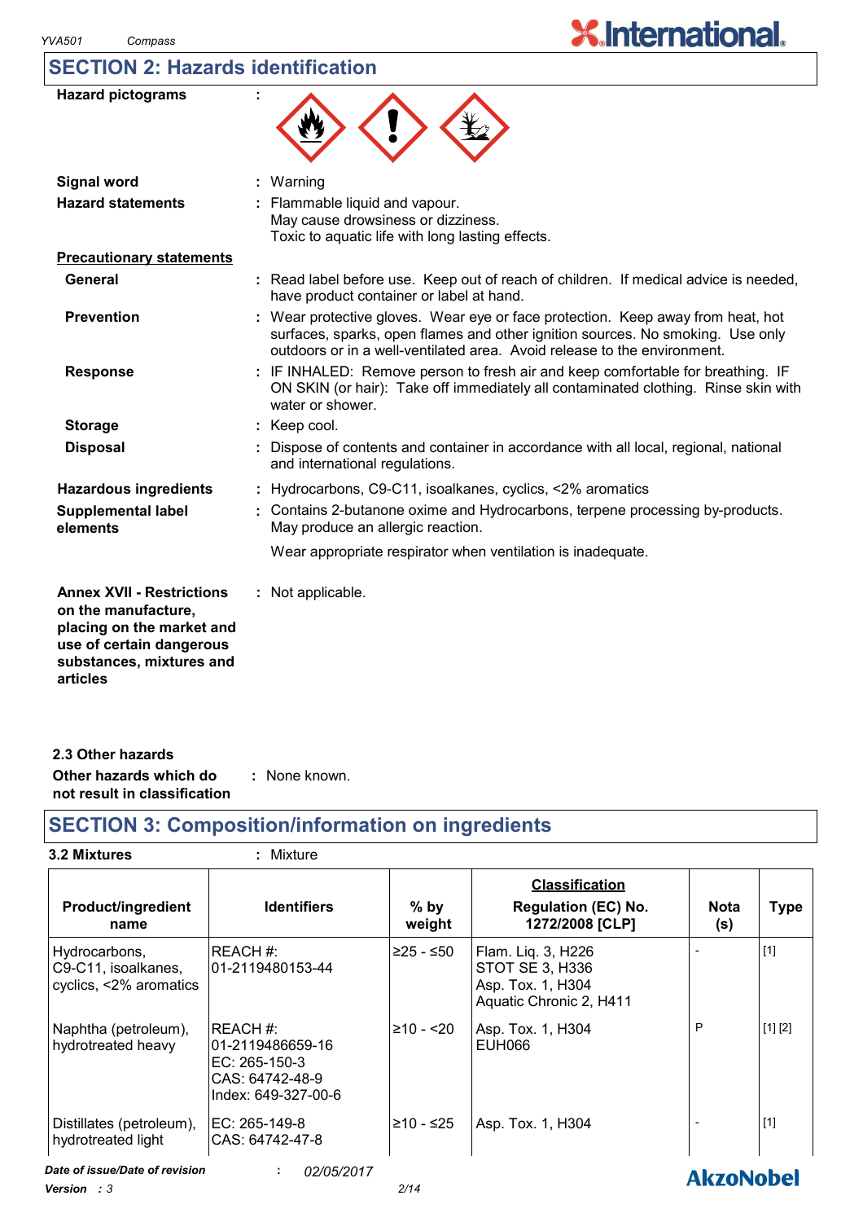## SECTION 2: Hazards identification

| | |
|---|---|
| **Hazard pictograms** | : |
| **Signal word** | : Warning |
| **Hazard statements** | : Flammable liquid and vapour.<br>May cause drowsiness or dizziness.<br>Toxic to aquatic life with long lasting effects. |

**Precautionary statements**

| | |
|---|---|
| **General** | : Read label before use. Keep out of reach of children. If medical advice is needed, have product container or label at hand. |
| **Prevention** | : Wear protective gloves. Wear eye or face protection. Keep away from heat, hot surfaces, sparks, open flames and other ignition sources. No smoking. Use only outdoors or in a well-ventilated area. Avoid release to the environment. |
| **Response** | : IF INHALED: Remove person to fresh air and keep comfortable for breathing. IF ON SKIN (or hair): Take off immediately all contaminated clothing. Rinse skin with water or shower. |
| **Storage** | : Keep cool. |
| **Disposal** | : Dispose of contents and container in accordance with all local, regional, national and international regulations. |
| **Hazardous ingredients** | : Hydrocarbons, C9-C11, isoalkanes, cyclics, <2% aromatics |
| **Supplemental label elements** | : Contains 2-butanone oxime and Hydrocarbons, terpene processing by-products. May produce an allergic reaction.<br><br>Wear appropriate respirator when ventilation is inadequate. |
| **Annex XVII - Restrictions on the manufacture, placing on the market and use of certain dangerous substances, mixtures and articles** | : Not applicable. |

**2.3 Other hazards**

**Other hazards which do not result in classification** : None known.

## SECTION 3: Composition/information on ingredients

**3.2 Mixtures** : Mixture

| Product/ingredient name | Identifiers | % by weight | Classification<br>Regulation (EC) No. 1272/2008 [CLP] | Nota (s) | Type |
|---|---|---|---|---|---|
| Hydrocarbons, C9-C11, isoalkanes, cyclics, <2% aromatics | REACH #: 01-2119480153-44 | ≥25 - ≤50 | Flam. Liq. 3, H226<br>STOT SE 3, H336<br>Asp. Tox. 1, H304<br>Aquatic Chronic 2, H411 | - | [1] |
| Naphtha (petroleum), hydrotreated heavy | REACH #: 01-2119486659-16<br>EC: 265-150-3<br>CAS: 64742-48-9<br>Index: 649-327-00-6 | ≥10 - <20 | Asp. Tox. 1, H304<br>EUH066 | P | [1] [2] |
| Distillates (petroleum), hydrotreated light | EC: 265-149-8<br>CAS: 64742-47-8 | ≥10 - ≤25 | Asp. Tox. 1, H304 | - | [1] |

*Date of issue/Date of revision* : *02/05/2017*

*Version* : *3*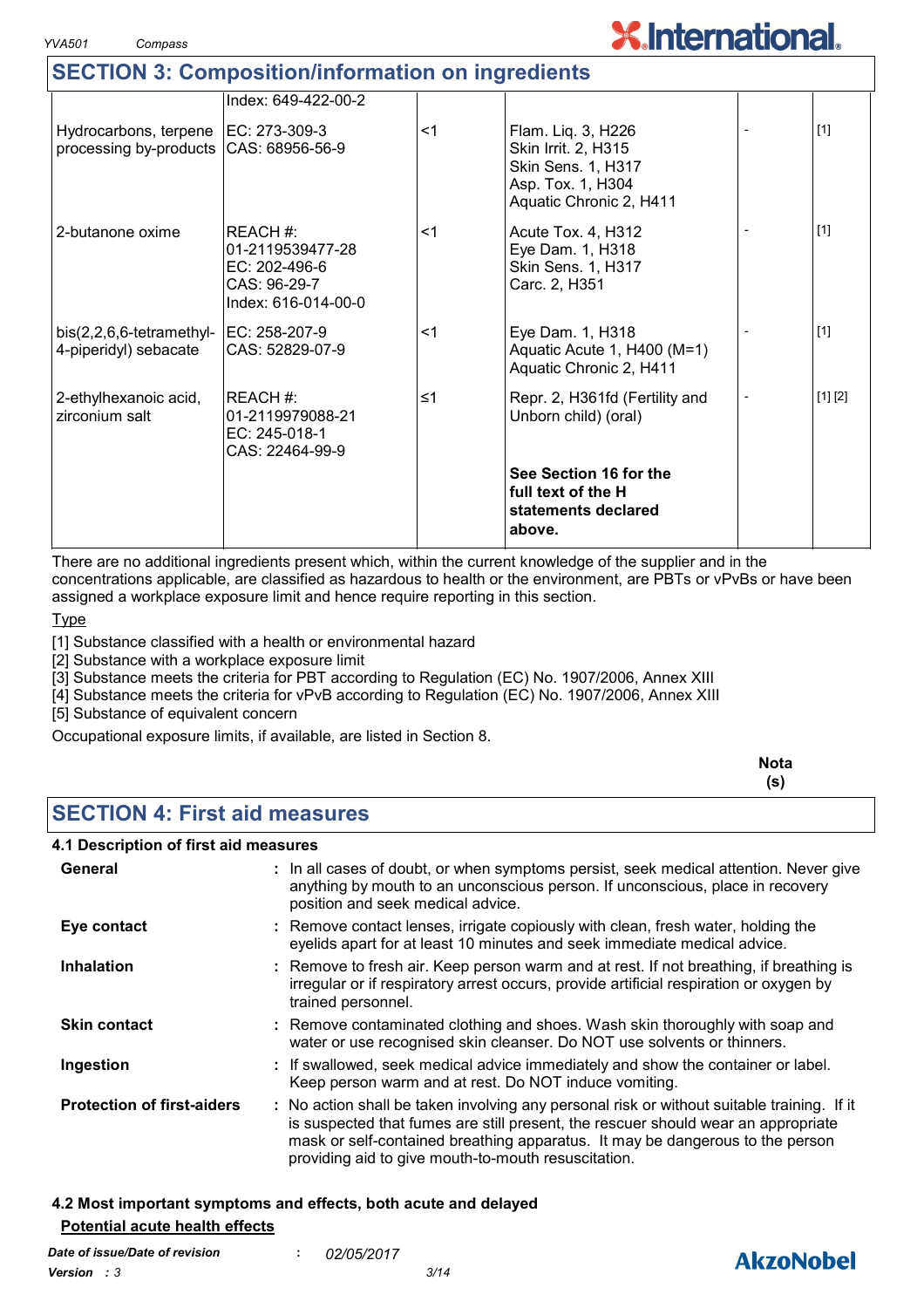## SECTION 3: Composition/information on ingredients

| | | | | | |
|---|---|---|---|---|---|
| | Index: 649-422-00-2 | | | | |
| Hydrocarbons, terpene processing by-products | EC: 273-309-3<br>CAS: 68956-56-9 | <1 | Flam. Liq. 3, H226<br>Skin Irrit. 2, H315<br>Skin Sens. 1, H317<br>Asp. Tox. 1, H304<br>Aquatic Chronic 2, H411 | - | [1] |
| 2-butanone oxime | REACH #:<br>01-2119539477-28<br>EC: 202-496-6<br>CAS: 96-29-7<br>Index: 616-014-00-0 | <1 | Acute Tox. 4, H312<br>Eye Dam. 1, H318<br>Skin Sens. 1, H317<br>Carc. 2, H351 | - | [1] |
| bis(2,2,6,6-tetramethyl-4-piperidyl) sebacate | EC: 258-207-9<br>CAS: 52829-07-9 | <1 | Eye Dam. 1, H318<br>Aquatic Acute 1, H400 (M=1)<br>Aquatic Chronic 2, H411 | - | [1] |
| 2-ethylhexanoic acid, zirconium salt | REACH #:<br>01-2119979088-21<br>EC: 245-018-1<br>CAS: 22464-99-9 | ≤1 | Repr. 2, H361fd (Fertility and Unborn child) (oral)<br><br>**See Section 16 for the full text of the H statements declared above.** | - | [1] [2] |

There are no additional ingredients present which, within the current knowledge of the supplier and in the concentrations applicable, are classified as hazardous to health or the environment, are PBTs or vPvBs or have been assigned a workplace exposure limit and hence require reporting in this section.

Type

[1] Substance classified with a health or environmental hazard
[2] Substance with a workplace exposure limit
[3] Substance meets the criteria for PBT according to Regulation (EC) No. 1907/2006, Annex XIII
[4] Substance meets the criteria for vPvB according to Regulation (EC) No. 1907/2006, Annex XIII
[5] Substance of equivalent concern

Occupational exposure limits, if available, are listed in Section 8.

**Nota (s)**

## SECTION 4: First aid measures

### 4.1 Description of first aid measures

**General** : In all cases of doubt, or when symptoms persist, seek medical attention. Never give anything by mouth to an unconscious person. If unconscious, place in recovery position and seek medical advice.

**Eye contact** : Remove contact lenses, irrigate copiously with clean, fresh water, holding the eyelids apart for at least 10 minutes and seek immediate medical advice.

**Inhalation** : Remove to fresh air. Keep person warm and at rest. If not breathing, if breathing is irregular or if respiratory arrest occurs, provide artificial respiration or oxygen by trained personnel.

**Skin contact** : Remove contaminated clothing and shoes. Wash skin thoroughly with soap and water or use recognised skin cleanser. Do NOT use solvents or thinners.

**Ingestion** : If swallowed, seek medical advice immediately and show the container or label. Keep person warm and at rest. Do NOT induce vomiting.

**Protection of first-aiders** : No action shall be taken involving any personal risk or without suitable training. If it is suspected that fumes are still present, the rescuer should wear an appropriate mask or self-contained breathing apparatus. It may be dangerous to the person providing aid to give mouth-to-mouth resuscitation.

### 4.2 Most important symptoms and effects, both acute and delayed

Potential acute health effects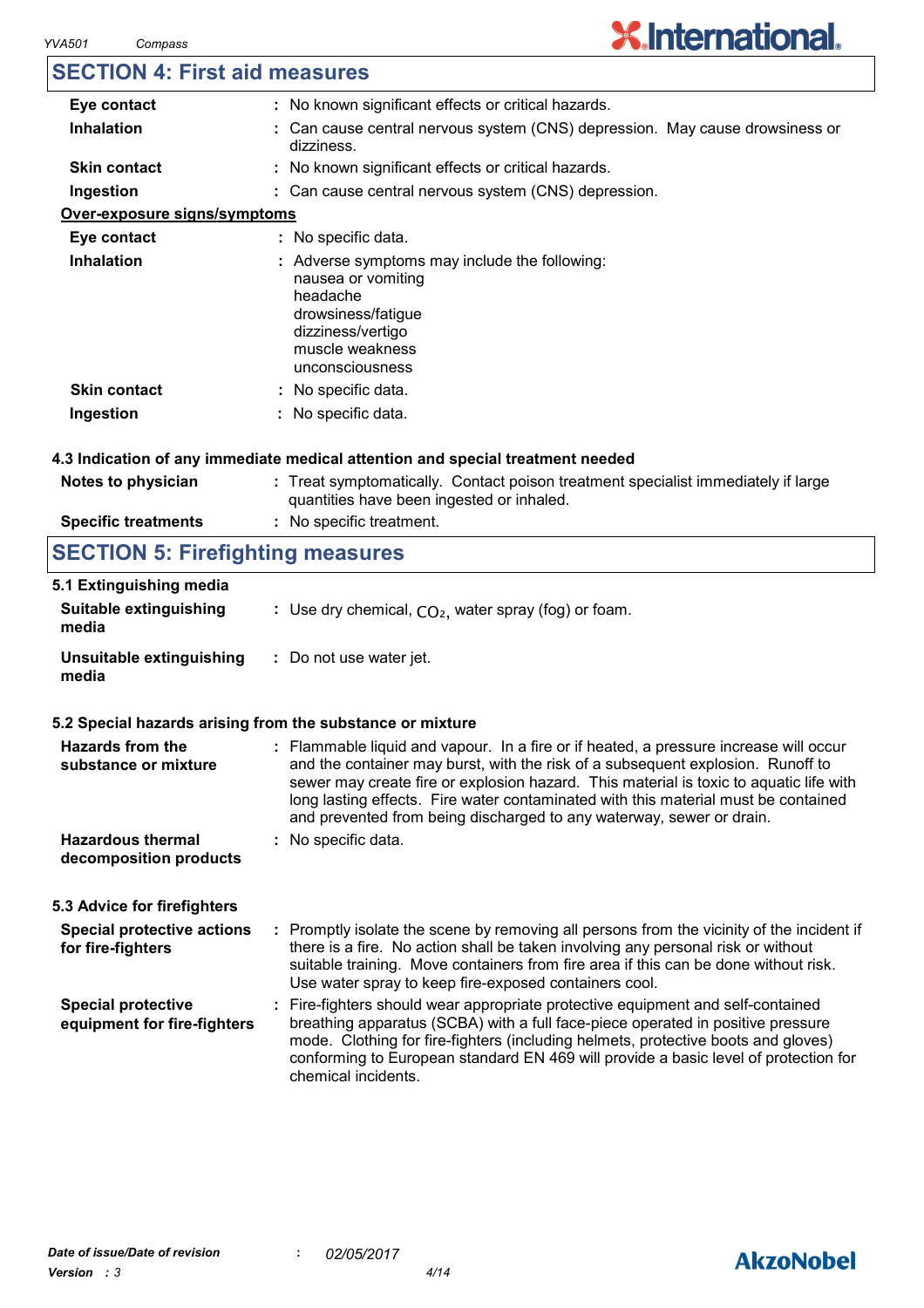## SECTION 4: First aid measures

| | |
|---|---|
| **Eye contact** | : No known significant effects or critical hazards. |
| **Inhalation** | : Can cause central nervous system (CNS) depression. May cause drowsiness or dizziness. |
| **Skin contact** | : No known significant effects or critical hazards. |
| **Ingestion** | : Can cause central nervous system (CNS) depression. |

**Over-exposure signs/symptoms**

| | |
|---|---|
| **Eye contact** | : No specific data. |
| **Inhalation** | : Adverse symptoms may include the following:<br>nausea or vomiting<br>headache<br>drowsiness/fatigue<br>dizziness/vertigo<br>muscle weakness<br>unconsciousness |
| **Skin contact** | : No specific data. |
| **Ingestion** | : No specific data. |

### 4.3 Indication of any immediate medical attention and special treatment needed

| | |
|---|---|
| **Notes to physician** | : Treat symptomatically. Contact poison treatment specialist immediately if large quantities have been ingested or inhaled. |
| **Specific treatments** | : No specific treatment. |

## SECTION 5: Firefighting measures

### 5.1 Extinguishing media

| | |
|---|---|
| **Suitable extinguishing media** | : Use dry chemical, $CO_2$, water spray (fog) or foam. |
| **Unsuitable extinguishing media** | : Do not use water jet. |

### 5.2 Special hazards arising from the substance or mixture

| | |
|---|---|
| **Hazards from the substance or mixture** | : Flammable liquid and vapour. In a fire or if heated, a pressure increase will occur and the container may burst, with the risk of a subsequent explosion. Runoff to sewer may create fire or explosion hazard. This material is toxic to aquatic life with long lasting effects. Fire water contaminated with this material must be contained and prevented from being discharged to any waterway, sewer or drain. |
| **Hazardous thermal decomposition products** | : No specific data. |

### 5.3 Advice for firefighters

| | |
|---|---|
| **Special protective actions for fire-fighters** | : Promptly isolate the scene by removing all persons from the vicinity of the incident if there is a fire. No action shall be taken involving any personal risk or without suitable training. Move containers from fire area if this can be done without risk. Use water spray to keep fire-exposed containers cool. |
| **Special protective equipment for fire-fighters** | : Fire-fighters should wear appropriate protective equipment and self-contained breathing apparatus (SCBA) with a full face-piece operated in positive pressure mode. Clothing for fire-fighters (including helmets, protective boots and gloves) conforming to European standard EN 469 will provide a basic level of protection for chemical incidents. |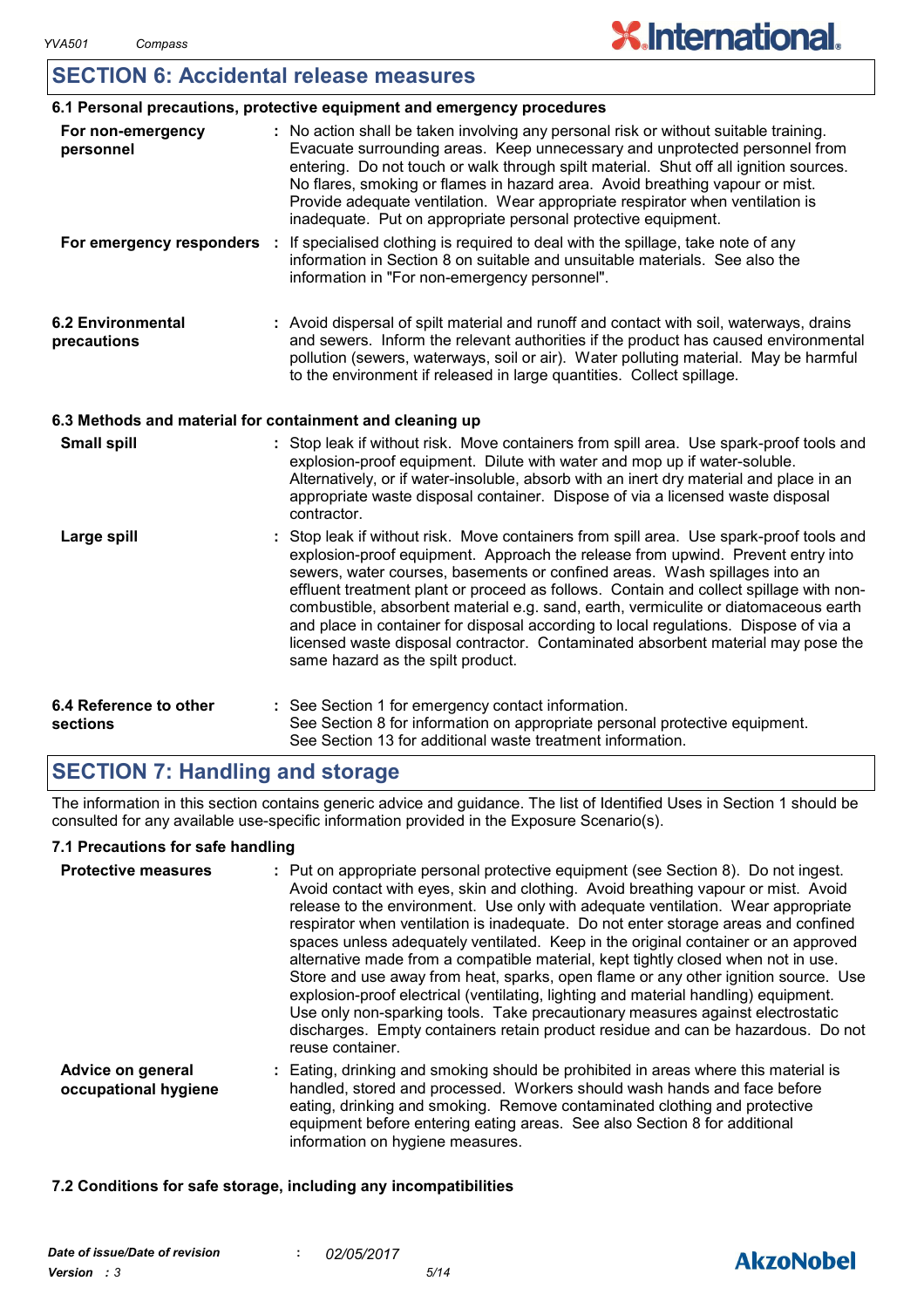## SECTION 6: Accidental release measures

### 6.1 Personal precautions, protective equipment and emergency procedures

**For non-emergency personnel** : No action shall be taken involving any personal risk or without suitable training. Evacuate surrounding areas. Keep unnecessary and unprotected personnel from entering. Do not touch or walk through spilt material. Shut off all ignition sources. No flares, smoking or flames in hazard area. Avoid breathing vapour or mist. Provide adequate ventilation. Wear appropriate respirator when ventilation is inadequate. Put on appropriate personal protective equipment.

**For emergency responders** : If specialised clothing is required to deal with the spillage, take note of any information in Section 8 on suitable and unsuitable materials. See also the information in "For non-emergency personnel".

**6.2 Environmental precautions** : Avoid dispersal of spilt material and runoff and contact with soil, waterways, drains and sewers. Inform the relevant authorities if the product has caused environmental pollution (sewers, waterways, soil or air). Water polluting material. May be harmful to the environment if released in large quantities. Collect spillage.

### 6.3 Methods and material for containment and cleaning up

**Small spill** : Stop leak if without risk. Move containers from spill area. Use spark-proof tools and explosion-proof equipment. Dilute with water and mop up if water-soluble. Alternatively, or if water-insoluble, absorb with an inert dry material and place in an appropriate waste disposal container. Dispose of via a licensed waste disposal contractor.

**Large spill** : Stop leak if without risk. Move containers from spill area. Use spark-proof tools and explosion-proof equipment. Approach the release from upwind. Prevent entry into sewers, water courses, basements or confined areas. Wash spillages into an effluent treatment plant or proceed as follows. Contain and collect spillage with non-combustible, absorbent material e.g. sand, earth, vermiculite or diatomaceous earth and place in container for disposal according to local regulations. Dispose of via a licensed waste disposal contractor. Contaminated absorbent material may pose the same hazard as the spilt product.

**6.4 Reference to other sections** : See Section 1 for emergency contact information.
See Section 8 for information on appropriate personal protective equipment.
See Section 13 for additional waste treatment information.

## SECTION 7: Handling and storage

The information in this section contains generic advice and guidance. The list of Identified Uses in Section 1 should be consulted for any available use-specific information provided in the Exposure Scenario(s).

### 7.1 Precautions for safe handling

**Protective measures** : Put on appropriate personal protective equipment (see Section 8). Do not ingest. Avoid contact with eyes, skin and clothing. Avoid breathing vapour or mist. Avoid release to the environment. Use only with adequate ventilation. Wear appropriate respirator when ventilation is inadequate. Do not enter storage areas and confined spaces unless adequately ventilated. Keep in the original container or an approved alternative made from a compatible material, kept tightly closed when not in use. Store and use away from heat, sparks, open flame or any other ignition source. Use explosion-proof electrical (ventilating, lighting and material handling) equipment. Use only non-sparking tools. Take precautionary measures against electrostatic discharges. Empty containers retain product residue and can be hazardous. Do not reuse container.

**Advice on general occupational hygiene** : Eating, drinking and smoking should be prohibited in areas where this material is handled, stored and processed. Workers should wash hands and face before eating, drinking and smoking. Remove contaminated clothing and protective equipment before entering eating areas. See also Section 8 for additional information on hygiene measures.

### 7.2 Conditions for safe storage, including any incompatibilities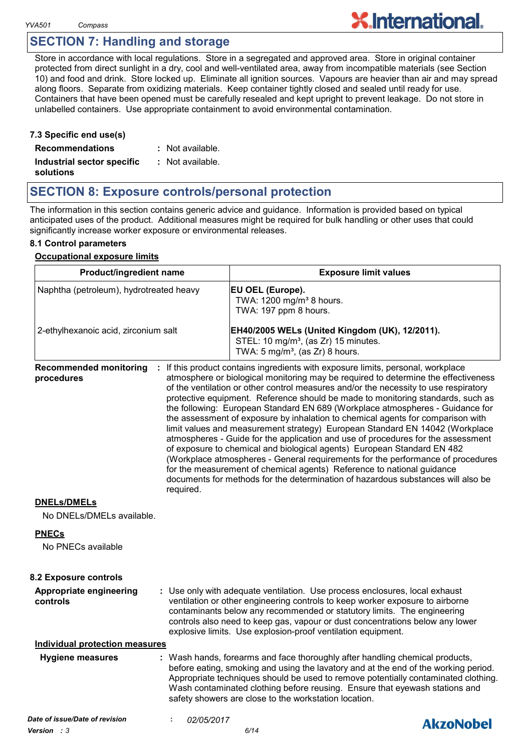## SECTION 7: Handling and storage

Store in accordance with local regulations. Store in a segregated and approved area. Store in original container protected from direct sunlight in a dry, cool and well-ventilated area, away from incompatible materials (see Section 10) and food and drink. Store locked up. Eliminate all ignition sources. Vapours are heavier than air and may spread along floors. Separate from oxidizing materials. Keep container tightly closed and sealed until ready for use. Containers that have been opened must be carefully resealed and kept upright to prevent leakage. Do not store in unlabelled containers. Use appropriate containment to avoid environmental contamination.

### 7.3 Specific end use(s)

**Recommendations** : Not available.

**Industrial sector specific solutions** : Not available.

## SECTION 8: Exposure controls/personal protection

The information in this section contains generic advice and guidance. Information is provided based on typical anticipated uses of the product. Additional measures might be required for bulk handling or other uses that could significantly increase worker exposure or environmental releases.

### 8.1 Control parameters

**Occupational exposure limits**

| Product/ingredient name | Exposure limit values |
|---|---|
| Naphtha (petroleum), hydrotreated heavy | **EU OEL (Europe).**<br>TWA: 1200 mg/m³ 8 hours.<br>TWA: 197 ppm 8 hours. |
| 2-ethylhexanoic acid, zirconium salt | **EH40/2005 WELs (United Kingdom (UK), 12/2011).**<br>STEL: 10 mg/m³, (as Zr) 15 minutes.<br>TWA: 5 mg/m³, (as Zr) 8 hours. |

**Recommended monitoring procedures** : If this product contains ingredients with exposure limits, personal, workplace atmosphere or biological monitoring may be required to determine the effectiveness of the ventilation or other control measures and/or the necessity to use respiratory protective equipment. Reference should be made to monitoring standards, such as the following: European Standard EN 689 (Workplace atmospheres - Guidance for the assessment of exposure by inhalation to chemical agents for comparison with limit values and measurement strategy) European Standard EN 14042 (Workplace atmospheres - Guide for the application and use of procedures for the assessment of exposure to chemical and biological agents) European Standard EN 482 (Workplace atmospheres - General requirements for the performance of procedures for the measurement of chemical agents) Reference to national guidance documents for methods for the determination of hazardous substances will also be required.

**DNELs/DMELs**

No DNELs/DMELs available.

**PNECs**

No PNECs available

### 8.2 Exposure controls

**Appropriate engineering controls** : Use only with adequate ventilation. Use process enclosures, local exhaust ventilation or other engineering controls to keep worker exposure to airborne contaminants below any recommended or statutory limits. The engineering controls also need to keep gas, vapour or dust concentrations below any lower explosive limits. Use explosion-proof ventilation equipment.

**Individual protection measures**

**Hygiene measures** : Wash hands, forearms and face thoroughly after handling chemical products, before eating, smoking and using the lavatory and at the end of the working period. Appropriate techniques should be used to remove potentially contaminated clothing. Wash contaminated clothing before reusing. Ensure that eyewash stations and safety showers are close to the workstation location.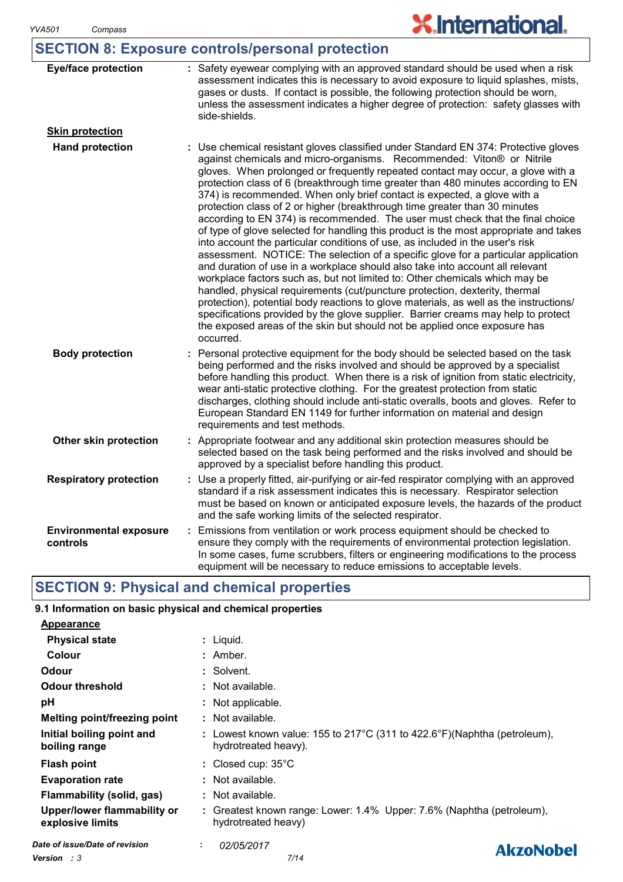## SECTION 8: Exposure controls/personal protection

**Eye/face protection** : Safety eyewear complying with an approved standard should be used when a risk assessment indicates this is necessary to avoid exposure to liquid splashes, mists, gases or dusts. If contact is possible, the following protection should be worn, unless the assessment indicates a higher degree of protection: safety glasses with side-shields.

**Skin protection**

**Hand protection** : Use chemical resistant gloves classified under Standard EN 374: Protective gloves against chemicals and micro-organisms. Recommended: Viton® or Nitrile gloves. When prolonged or frequently repeated contact may occur, a glove with a protection class of 6 (breakthrough time greater than 480 minutes according to EN 374) is recommended. When only brief contact is expected, a glove with a protection class of 2 or higher (breakthrough time greater than 30 minutes according to EN 374) is recommended. The user must check that the final choice of type of glove selected for handling this product is the most appropriate and takes into account the particular conditions of use, as included in the user's risk assessment. NOTICE: The selection of a specific glove for a particular application and duration of use in a workplace should also take into account all relevant workplace factors such as, but not limited to: Other chemicals which may be handled, physical requirements (cut/puncture protection, dexterity, thermal protection), potential body reactions to glove materials, as well as the instructions/specifications provided by the glove supplier. Barrier creams may help to protect the exposed areas of the skin but should not be applied once exposure has occurred.

**Body protection** : Personal protective equipment for the body should be selected based on the task being performed and the risks involved and should be approved by a specialist before handling this product. When there is a risk of ignition from static electricity, wear anti-static protective clothing. For the greatest protection from static discharges, clothing should include anti-static overalls, boots and gloves. Refer to European Standard EN 1149 for further information on material and design requirements and test methods.

**Other skin protection** : Appropriate footwear and any additional skin protection measures should be selected based on the task being performed and the risks involved and should be approved by a specialist before handling this product.

**Respiratory protection** : Use a properly fitted, air-purifying or air-fed respirator complying with an approved standard if a risk assessment indicates this is necessary. Respirator selection must be based on known or anticipated exposure levels, the hazards of the product and the safe working limits of the selected respirator.

**Environmental exposure controls** : Emissions from ventilation or work process equipment should be checked to ensure they comply with the requirements of environmental protection legislation. In some cases, fume scrubbers, filters or engineering modifications to the process equipment will be necessary to reduce emissions to acceptable levels.

## SECTION 9: Physical and chemical properties

### 9.1 Information on basic physical and chemical properties

**Appearance**

**Physical state** : Liquid.

**Colour** : Amber.

**Odour** : Solvent.

**Odour threshold** : Not available.

**pH** : Not applicable.

**Melting point/freezing point** : Not available.

**Initial boiling point and boiling range** : Lowest known value: 155 to 217°C (311 to 422.6°F)(Naphtha (petroleum), hydrotreated heavy).

**Flash point** : Closed cup: 35°C

**Evaporation rate** : Not available.

**Flammability (solid, gas)** : Not available.

**Upper/lower flammability or explosive limits** : Greatest known range: Lower: 1.4% Upper: 7.6% (Naphtha (petroleum), hydrotreated heavy)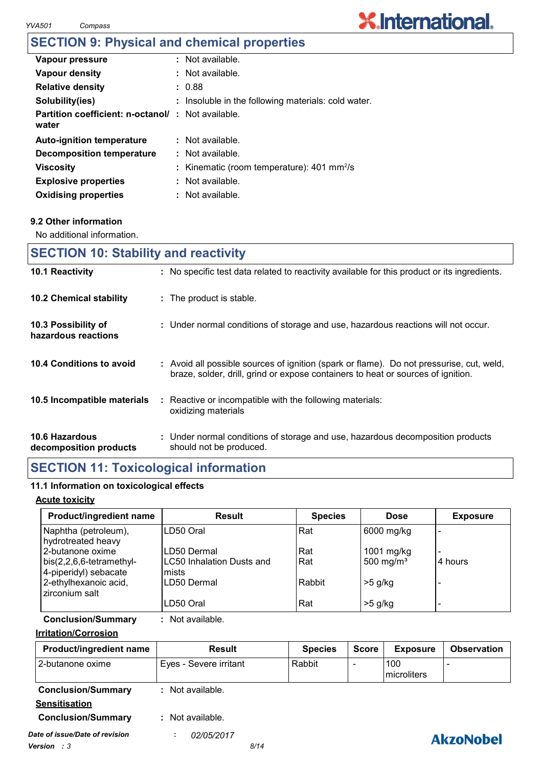## SECTION 9: Physical and chemical properties

| | |
|---|---|
| **Vapour pressure** | : Not available. |
| **Vapour density** | : Not available. |
| **Relative density** | : 0.88 |
| **Solubility(ies)** | : Insoluble in the following materials: cold water. |
| **Partition coefficient: n-octanol/ water** | : Not available. |
| **Auto-ignition temperature** | : Not available. |
| **Decomposition temperature** | : Not available. |
| **Viscosity** | : Kinematic (room temperature): 401 $mm^2/s$ |
| **Explosive properties** | : Not available. |
| **Oxidising properties** | : Not available. |

**9.2 Other information**

No additional information.

## SECTION 10: Stability and reactivity

| | |
|---|---|
| **10.1 Reactivity** | : No specific test data related to reactivity available for this product or its ingredients. |
| **10.2 Chemical stability** | : The product is stable. |
| **10.3 Possibility of hazardous reactions** | : Under normal conditions of storage and use, hazardous reactions will not occur. |
| **10.4 Conditions to avoid** | : Avoid all possible sources of ignition (spark or flame). Do not pressurise, cut, weld, braze, solder, drill, grind or expose containers to heat or sources of ignition. |
| **10.5 Incompatible materials** | : Reactive or incompatible with the following materials: oxidizing materials |
| **10.6 Hazardous decomposition products** | : Under normal conditions of storage and use, hazardous decomposition products should not be produced. |

## SECTION 11: Toxicological information

**11.1 Information on toxicological effects**

**Acute toxicity**

| Product/ingredient name | Result | Species | Dose | Exposure |
|---|---|---|---|---|
| Naphtha (petroleum), hydrotreated heavy | LD50 Oral | Rat | 6000 mg/kg | - |
| 2-butanone oxime | LD50 Dermal | Rat | 1001 mg/kg | - |
| bis(2,2,6,6-tetramethyl-4-piperidyl) sebacate | LC50 Inhalation Dusts and mists | Rat | 500 $mg/m^3$ | 4 hours |
| 2-ethylhexanoic acid, zirconium salt | LD50 Dermal | Rabbit | >5 g/kg | - |
| | LD50 Oral | Rat | >5 g/kg | - |

**Conclusion/Summary** : Not available.

**Irritation/Corrosion**

| Product/ingredient name | Result | Species | Score | Exposure | Observation |
|---|---|---|---|---|---|
| 2-butanone oxime | Eyes - Severe irritant | Rabbit | - | 100 microliters | - |

**Conclusion/Summary** : Not available.

**Sensitisation**

**Conclusion/Summary** : Not available.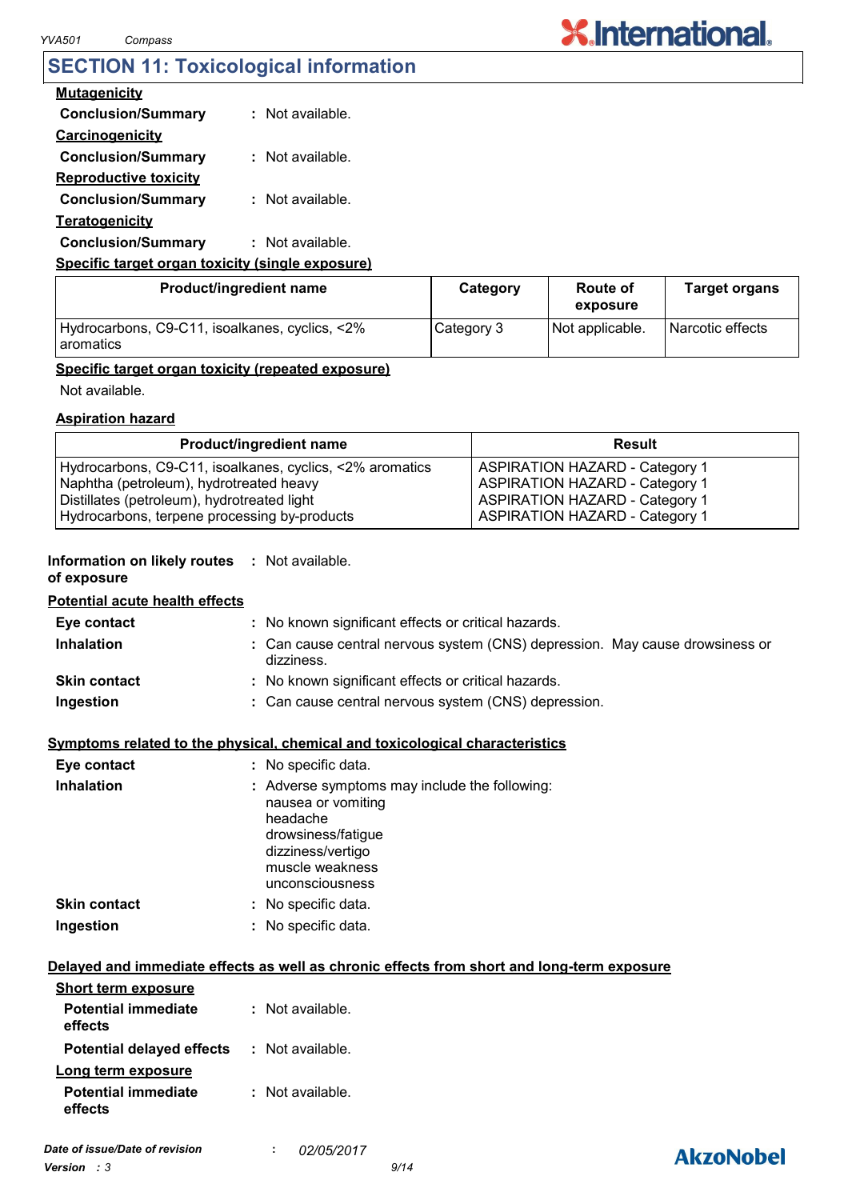## SECTION 11: Toxicological information

**Mutagenicity**

**Conclusion/Summary** : Not available.

**Carcinogenicity**

**Conclusion/Summary** : Not available.

**Reproductive toxicity**

**Conclusion/Summary** : Not available.

**Teratogenicity**

**Conclusion/Summary** : Not available.

**Specific target organ toxicity (single exposure)**

| Product/ingredient name | Category | Route of exposure | Target organs |
|---|---|---|---|
| Hydrocarbons, C9-C11, isoalkanes, cyclics, <2% aromatics | Category 3 | Not applicable. | Narcotic effects |

**Specific target organ toxicity (repeated exposure)**

Not available.

**Aspiration hazard**

| Product/ingredient name | Result |
|---|---|
| Hydrocarbons, C9-C11, isoalkanes, cyclics, <2% aromatics | ASPIRATION HAZARD - Category 1 |
| Naphtha (petroleum), hydrotreated heavy | ASPIRATION HAZARD - Category 1 |
| Distillates (petroleum), hydrotreated light | ASPIRATION HAZARD - Category 1 |
| Hydrocarbons, terpene processing by-products | ASPIRATION HAZARD - Category 1 |

**Information on likely routes of exposure** : Not available.

**Potential acute health effects**

**Eye contact** : No known significant effects or critical hazards.

**Inhalation** : Can cause central nervous system (CNS) depression. May cause drowsiness or dizziness.

**Skin contact** : No known significant effects or critical hazards.

**Ingestion** : Can cause central nervous system (CNS) depression.

**Symptoms related to the physical, chemical and toxicological characteristics**

**Eye contact** : No specific data.

**Inhalation** : Adverse symptoms may include the following:
nausea or vomiting
headache
drowsiness/fatigue
dizziness/vertigo
muscle weakness
unconsciousness

**Skin contact** : No specific data.

**Ingestion** : No specific data.

**Delayed and immediate effects as well as chronic effects from short and long-term exposure**

**Short term exposure**

**Potential immediate effects** : Not available.

**Potential delayed effects** : Not available.

**Long term exposure**

**Potential immediate effects** : Not available.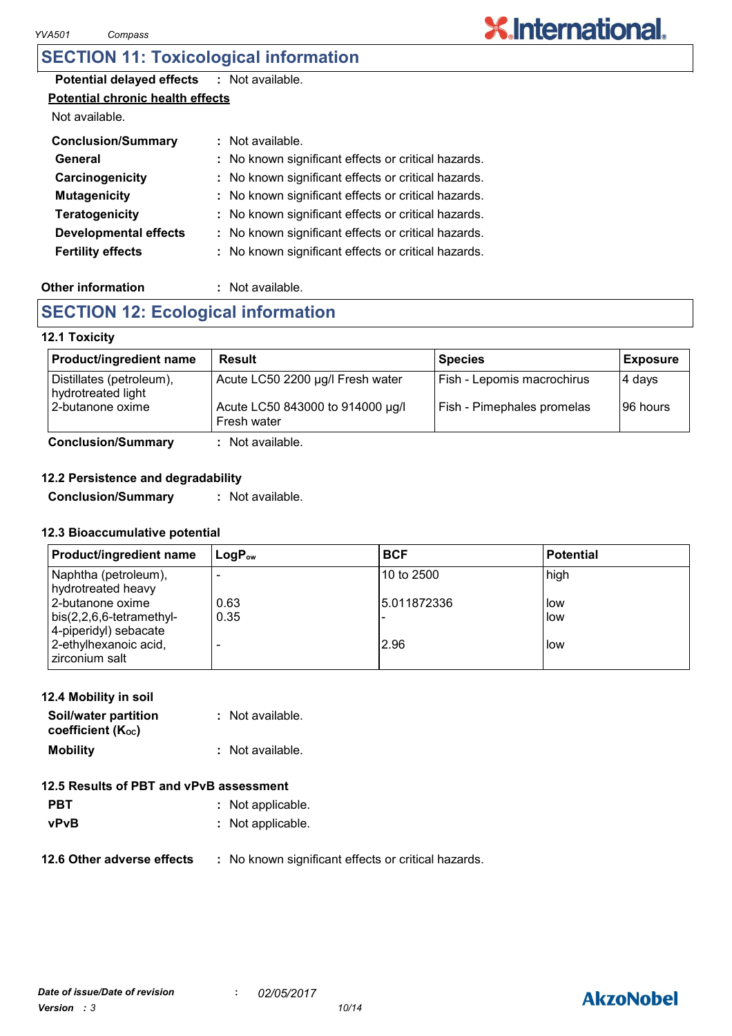## SECTION 11: Toxicological information

**Potential delayed effects** : Not available.

**Potential chronic health effects**

Not available.

| | |
|---|---|
| **Conclusion/Summary** | : Not available. |
| **General** | : No known significant effects or critical hazards. |
| **Carcinogenicity** | : No known significant effects or critical hazards. |
| **Mutagenicity** | : No known significant effects or critical hazards. |
| **Teratogenicity** | : No known significant effects or critical hazards. |
| **Developmental effects** | : No known significant effects or critical hazards. |
| **Fertility effects** | : No known significant effects or critical hazards. |

**Other information** : Not available.

## SECTION 12: Ecological information

### 12.1 Toxicity

| Product/ingredient name | Result | Species | Exposure |
|---|---|---|---|
| Distillates (petroleum), hydrotreated light | Acute LC50 2200 µg/l Fresh water | Fish - Lepomis macrochirus | 4 days |
| 2-butanone oxime | Acute LC50 843000 to 914000 µg/l Fresh water | Fish - Pimephales promelas | 96 hours |

**Conclusion/Summary** : Not available.

### 12.2 Persistence and degradability

**Conclusion/Summary** : Not available.

### 12.3 Bioaccumulative potential

| Product/ingredient name | $LogP_{ow}$ | BCF | Potential |
|---|---|---|---|
| Naphtha (petroleum), hydrotreated heavy | - | 10 to 2500 | high |
| 2-butanone oxime | 0.63 | 5.011872336 | low |
| bis(2,2,6,6-tetramethyl-4-piperidyl) sebacate | 0.35 | - | low |
| 2-ethylhexanoic acid, zirconium salt | - | 2.96 | low |

### 12.4 Mobility in soil

**Soil/water partition coefficient ($K_{OC}$)** : Not available.

**Mobility** : Not available.

### 12.5 Results of PBT and vPvB assessment

**PBT** : Not applicable.

**vPvB** : Not applicable.

### 12.6 Other adverse effects

: No known significant effects or critical hazards.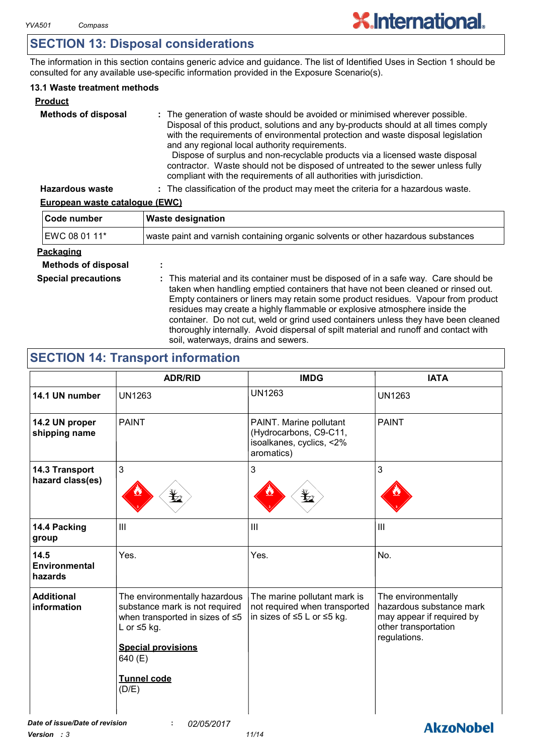## SECTION 13: Disposal considerations

The information in this section contains generic advice and guidance. The list of Identified Uses in Section 1 should be consulted for any available use-specific information provided in the Exposure Scenario(s).

### 13.1 Waste treatment methods

**Product**

**Methods of disposal** : The generation of waste should be avoided or minimised wherever possible. Disposal of this product, solutions and any by-products should at all times comply with the requirements of environmental protection and waste disposal legislation and any regional local authority requirements. Dispose of surplus and non-recyclable products via a licensed waste disposal contractor. Waste should not be disposed of untreated to the sewer unless fully compliant with the requirements of all authorities with jurisdiction.

**Hazardous waste** : The classification of the product may meet the criteria for a hazardous waste.

**European waste catalogue (EWC)**

| Code number | Waste designation |
|---|---|
| EWC 08 01 11* | waste paint and varnish containing organic solvents or other hazardous substances |

**Packaging**

**Methods of disposal** :

**Special precautions** : This material and its container must be disposed of in a safe way. Care should be taken when handling emptied containers that have not been cleaned or rinsed out. Empty containers or liners may retain some product residues. Vapour from product residues may create a highly flammable or explosive atmosphere inside the container. Do not cut, weld or grind used containers unless they have been cleaned thoroughly internally. Avoid dispersal of spilt material and runoff and contact with soil, waterways, drains and sewers.

## SECTION 14: Transport information

| | ADR/RID | IMDG | IATA |
|---|---|---|---|
| **14.1 UN number** | UN1263 | UN1263 | UN1263 |
| **14.2 UN proper shipping name** | PAINT | PAINT. Marine pollutant (Hydrocarbons, C9-C11, isoalkanes, cyclics, <2% aromatics) | PAINT |
| **14.3 Transport hazard class(es)** | 3 | 3 | 3 |
| **14.4 Packing group** | III | III | III |
| **14.5 Environmental hazards** | Yes. | Yes. | No. |
| **Additional information** | The environmentally hazardous substance mark is not required when transported in sizes of ≤5 L or ≤5 kg.<br><br>**Special provisions**<br>640 (E)<br><br>**Tunnel code**<br>(D/E) | The marine pollutant mark is not required when transported in sizes of ≤5 L or ≤5 kg. | The environmentally hazardous substance mark may appear if required by other transportation regulations. |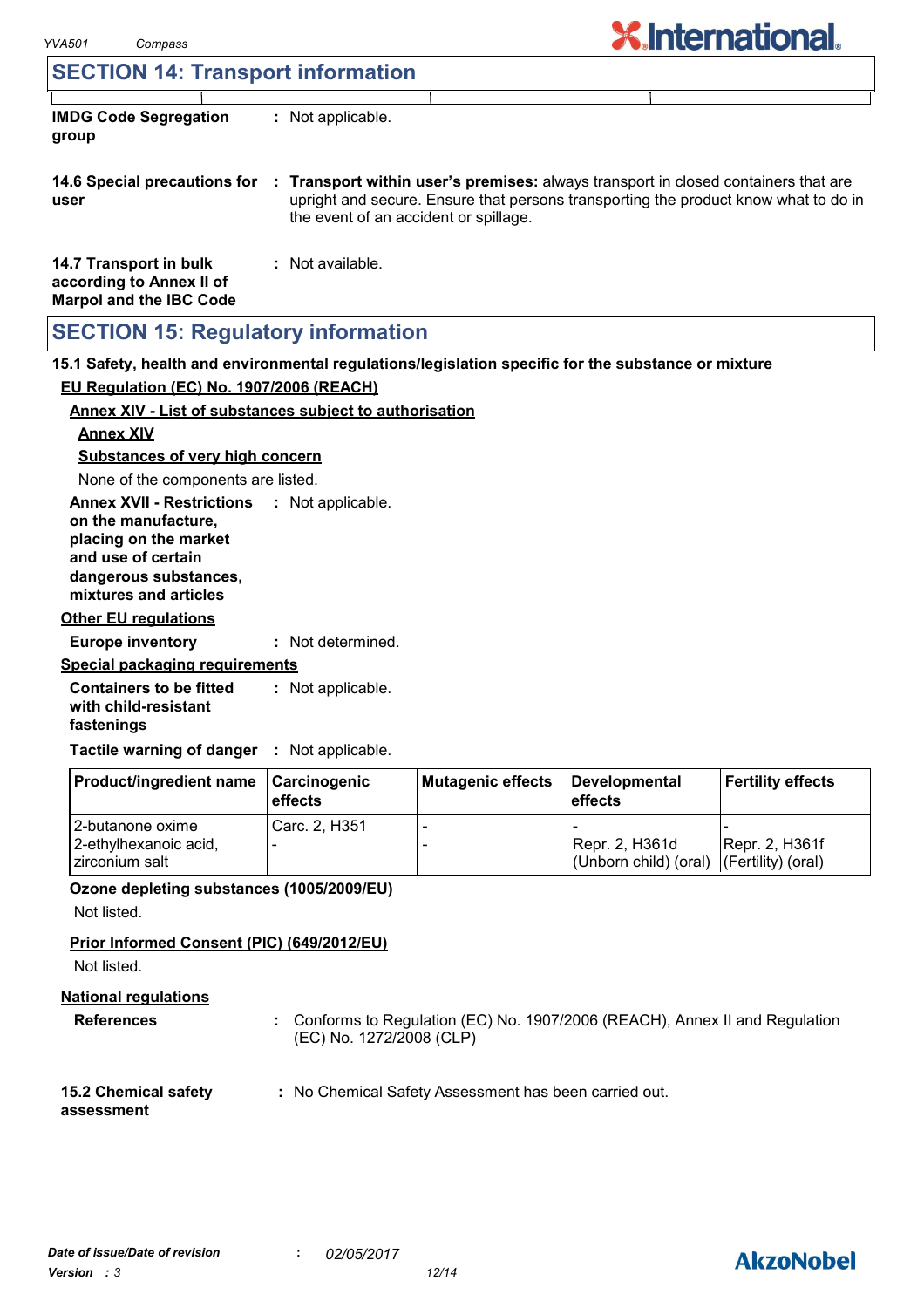## SECTION 14: Transport information

| | |
|---|---|
| **IMDG Code Segregation group** | : Not applicable. |
| **14.6 Special precautions for user** | : **Transport within user's premises:** always transport in closed containers that are upright and secure. Ensure that persons transporting the product know what to do in the event of an accident or spillage. |
| **14.7 Transport in bulk according to Annex II of Marpol and the IBC Code** | : Not available. |

## SECTION 15: Regulatory information

**15.1 Safety, health and environmental regulations/legislation specific for the substance or mixture**

**EU Regulation (EC) No. 1907/2006 (REACH)**

**Annex XIV - List of substances subject to authorisation**

**Annex XIV**

**Substances of very high concern**

None of the components are listed.

**Annex XVII - Restrictions on the manufacture, placing on the market and use of certain dangerous substances, mixtures and articles** : Not applicable.

**Other EU regulations**

**Europe inventory** : Not determined.

**Special packaging requirements**

**Containers to be fitted with child-resistant fastenings** : Not applicable.

**Tactile warning of danger** : Not applicable.

| Product/ingredient name | Carcinogenic effects | Mutagenic effects | Developmental effects | Fertility effects |
|---|---|---|---|---|
| 2-butanone oxime | Carc. 2, H351 | - | - | - |
| 2-ethylhexanoic acid, zirconium salt | - | - | Repr. 2, H361d (Unborn child) (oral) | Repr. 2, H361f (Fertility) (oral) |

**Ozone depleting substances (1005/2009/EU)**

Not listed.

**Prior Informed Consent (PIC) (649/2012/EU)**

Not listed.

**National regulations**

**References** : Conforms to Regulation (EC) No. 1907/2006 (REACH), Annex II and Regulation (EC) No. 1272/2008 (CLP)

**15.2 Chemical safety assessment** : No Chemical Safety Assessment has been carried out.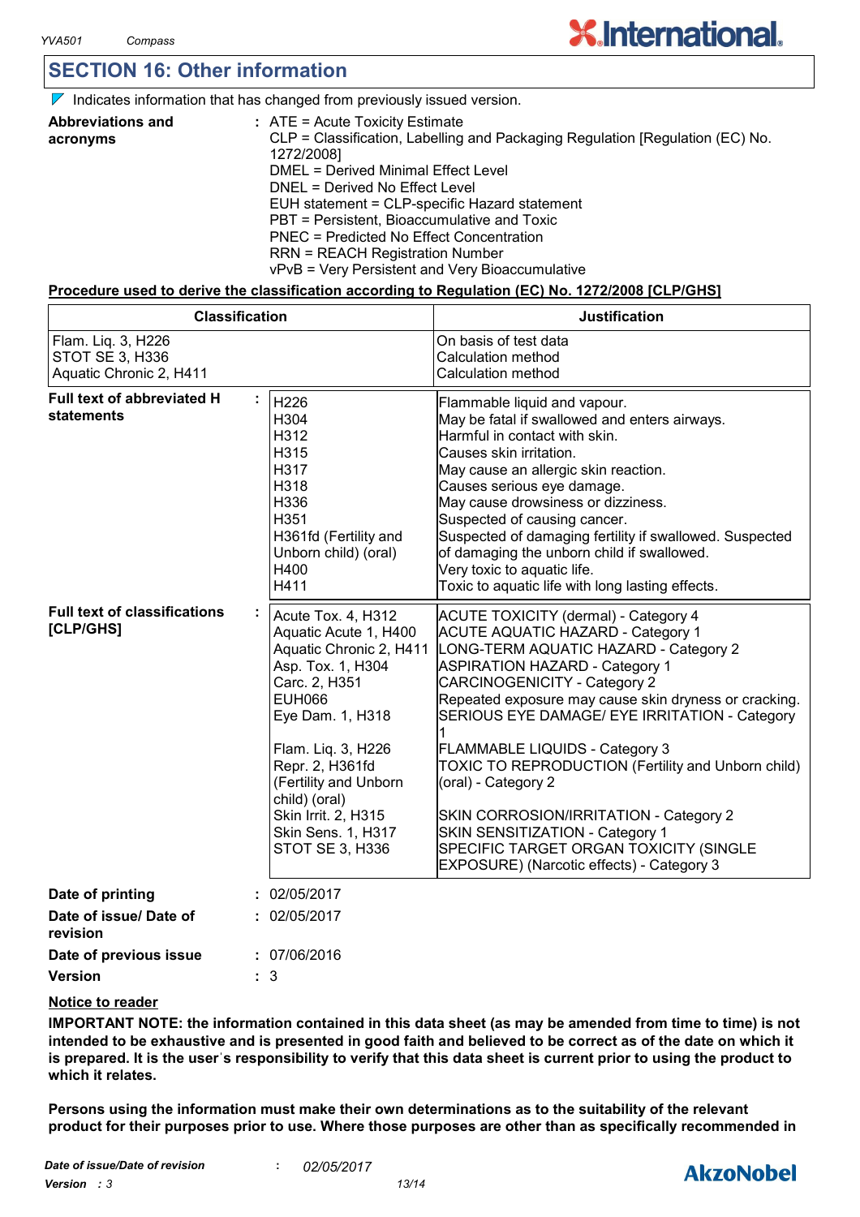## SECTION 16: Other information

◤ Indicates information that has changed from previously issued version.

**Abbreviations and acronyms** : ATE = Acute Toxicity Estimate
CLP = Classification, Labelling and Packaging Regulation [Regulation (EC) No. 1272/2008]
DMEL = Derived Minimal Effect Level
DNEL = Derived No Effect Level
EUH statement = CLP-specific Hazard statement
PBT = Persistent, Bioaccumulative and Toxic
PNEC = Predicted No Effect Concentration
RRN = REACH Registration Number
vPvB = Very Persistent and Very Bioaccumulative

**Procedure used to derive the classification according to Regulation (EC) No. 1272/2008 [CLP/GHS]**

| Classification | Justification |
|---|---|
| Flam. Liq. 3, H226 | On basis of test data |
| STOT SE 3, H336 | Calculation method |
| Aquatic Chronic 2, H411 | Calculation method |

**Full text of abbreviated H statements** :

| | |
|---|---|
| H226 | Flammable liquid and vapour. |
| H304 | May be fatal if swallowed and enters airways. |
| H312 | Harmful in contact with skin. |
| H315 | Causes skin irritation. |
| H317 | May cause an allergic skin reaction. |
| H318 | Causes serious eye damage. |
| H336 | May cause drowsiness or dizziness. |
| H351 | Suspected of causing cancer. |
| H361fd (Fertility and Unborn child) (oral) | Suspected of damaging fertility if swallowed. Suspected of damaging the unborn child if swallowed. |
| H400 | Very toxic to aquatic life. |
| H411 | Toxic to aquatic life with long lasting effects. |

**Full text of classifications [CLP/GHS]** :

| | |
|---|---|
| Acute Tox. 4, H312 | ACUTE TOXICITY (dermal) - Category 4 |
| Aquatic Acute 1, H400 | ACUTE AQUATIC HAZARD - Category 1 |
| Aquatic Chronic 2, H411 | LONG-TERM AQUATIC HAZARD - Category 2 |
| Asp. Tox. 1, H304 | ASPIRATION HAZARD - Category 1 |
| Carc. 2, H351 | CARCINOGENICITY - Category 2 |
| EUH066 | Repeated exposure may cause skin dryness or cracking. |
| Eye Dam. 1, H318 | SERIOUS EYE DAMAGE/ EYE IRRITATION - Category 1 |
| Flam. Liq. 3, H226 | FLAMMABLE LIQUIDS - Category 3 |
| Repr. 2, H361fd (Fertility and Unborn child) (oral) | TOXIC TO REPRODUCTION (Fertility and Unborn child) (oral) - Category 2 |
| Skin Irrit. 2, H315 | SKIN CORROSION/IRRITATION - Category 2 |
| Skin Sens. 1, H317 | SKIN SENSITIZATION - Category 1 |
| STOT SE 3, H336 | SPECIFIC TARGET ORGAN TOXICITY (SINGLE EXPOSURE) (Narcotic effects) - Category 3 |

**Date of printing** : 02/05/2017

**Date of issue/ Date of revision** : 02/05/2017

**Date of previous issue** : 07/06/2016

**Version** : 3

**Notice to reader**

**IMPORTANT NOTE: the information contained in this data sheet (as may be amended from time to time) is not intended to be exhaustive and is presented in good faith and believed to be correct as of the date on which it is prepared. It is the user's responsibility to verify that this data sheet is current prior to using the product to which it relates.**

**Persons using the information must make their own determinations as to the suitability of the relevant product for their purposes prior to use. Where those purposes are other than as specifically recommended in**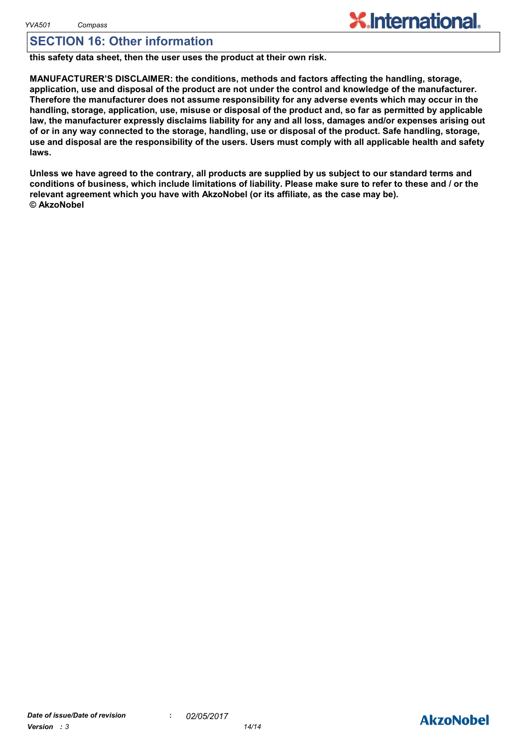## SECTION 16: Other information

**this safety data sheet, then the user uses the product at their own risk.**

**MANUFACTURER'S DISCLAIMER: the conditions, methods and factors affecting the handling, storage, application, use and disposal of the product are not under the control and knowledge of the manufacturer. Therefore the manufacturer does not assume responsibility for any adverse events which may occur in the handling, storage, application, use, misuse or disposal of the product and, so far as permitted by applicable law, the manufacturer expressly disclaims liability for any and all loss, damages and/or expenses arising out of or in any way connected to the storage, handling, use or disposal of the product. Safe handling, storage, use and disposal are the responsibility of the users. Users must comply with all applicable health and safety laws.**

**Unless we have agreed to the contrary, all products are supplied by us subject to our standard terms and conditions of business, which include limitations of liability. Please make sure to refer to these and / or the relevant agreement which you have with AkzoNobel (or its affiliate, as the case may be).**
**© AkzoNobel**